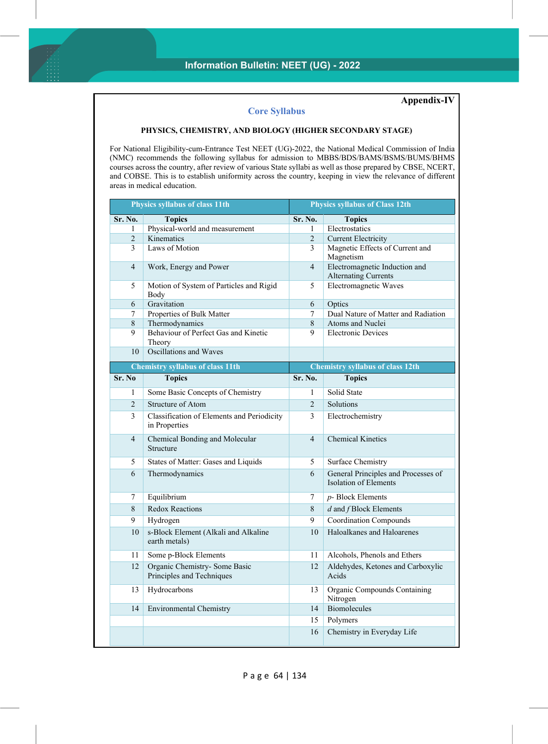**Appendix-IV**

## Core Syllabus

### PHYSICS, CHEMISTRY, AND BIOLOGY (HIGHER SECONDARY STAGE)

For National Eligibility-cum-Entrance Test NEET (UG)-2022, the National Medical Commission of India (NMC) recommends the following syllabus for admission to MBBS/BDS/BAMS/BSMS/BUMS/BHMS courses across the country, after review of various State syllabi as well as those prepared by CBSE, NCERT, and COBSE. This is to establish uniformity across the country, keeping in view the relevance of different areas in medical education.

| Physics syllabus of class 11th | | Physics syllabus of Class 12th | |
|---|---|---|---|
| **Sr. No.** | **Topics** | **Sr. No.** | **Topics** |
| 1 | Physical-world and measurement | 1 | Electrostatics |
| 2 | Kinematics | 2 | Current Electricity |
| 3 | Laws of Motion | 3 | Magnetic Effects of Current and Magnetism |
| 4 | Work, Energy and Power | 4 | Electromagnetic Induction and Alternating Currents |
| 5 | Motion of System of Particles and Rigid Body | 5 | Electromagnetic Waves |
| 6 | Gravitation | 6 | Optics |
| 7 | Properties of Bulk Matter | 7 | Dual Nature of Matter and Radiation |
| 8 | Thermodynamics | 8 | Atoms and Nuclei |
| 9 | Behaviour of Perfect Gas and Kinetic Theory | 9 | Electronic Devices |
| 10 | Oscillations and Waves | | |

| Chemistry syllabus of class 11th | | Chemistry syllabus of class 12th | |
|---|---|---|---|
| **Sr. No** | **Topics** | **Sr. No.** | **Topics** |
| 1 | Some Basic Concepts of Chemistry | 1 | Solid State |
| 2 | Structure of Atom | 2 | Solutions |
| 3 | Classification of Elements and Periodicity in Properties | 3 | Electrochemistry |
| 4 | Chemical Bonding and Molecular Structure | 4 | Chemical Kinetics |
| 5 | States of Matter: Gases and Liquids | 5 | Surface Chemistry |
| 6 | Thermodynamics | 6 | General Principles and Processes of Isolation of Elements |
| 7 | Equilibrium | 7 | *p*- Block Elements |
| 8 | Redox Reactions | 8 | *d* and *f* Block Elements |
| 9 | Hydrogen | 9 | Coordination Compounds |
| 10 | s-Block Element (Alkali and Alkaline earth metals) | 10 | Haloalkanes and Haloarenes |
| 11 | Some p-Block Elements | 11 | Alcohols, Phenols and Ethers |
| 12 | Organic Chemistry- Some Basic Principles and Techniques | 12 | Aldehydes, Ketones and Carboxylic Acids |
| 13 | Hydrocarbons | 13 | Organic Compounds Containing Nitrogen |
| 14 | Environmental Chemistry | 14 | Biomolecules |
| | | 15 | Polymers |
| | | 16 | Chemistry in Everyday Life |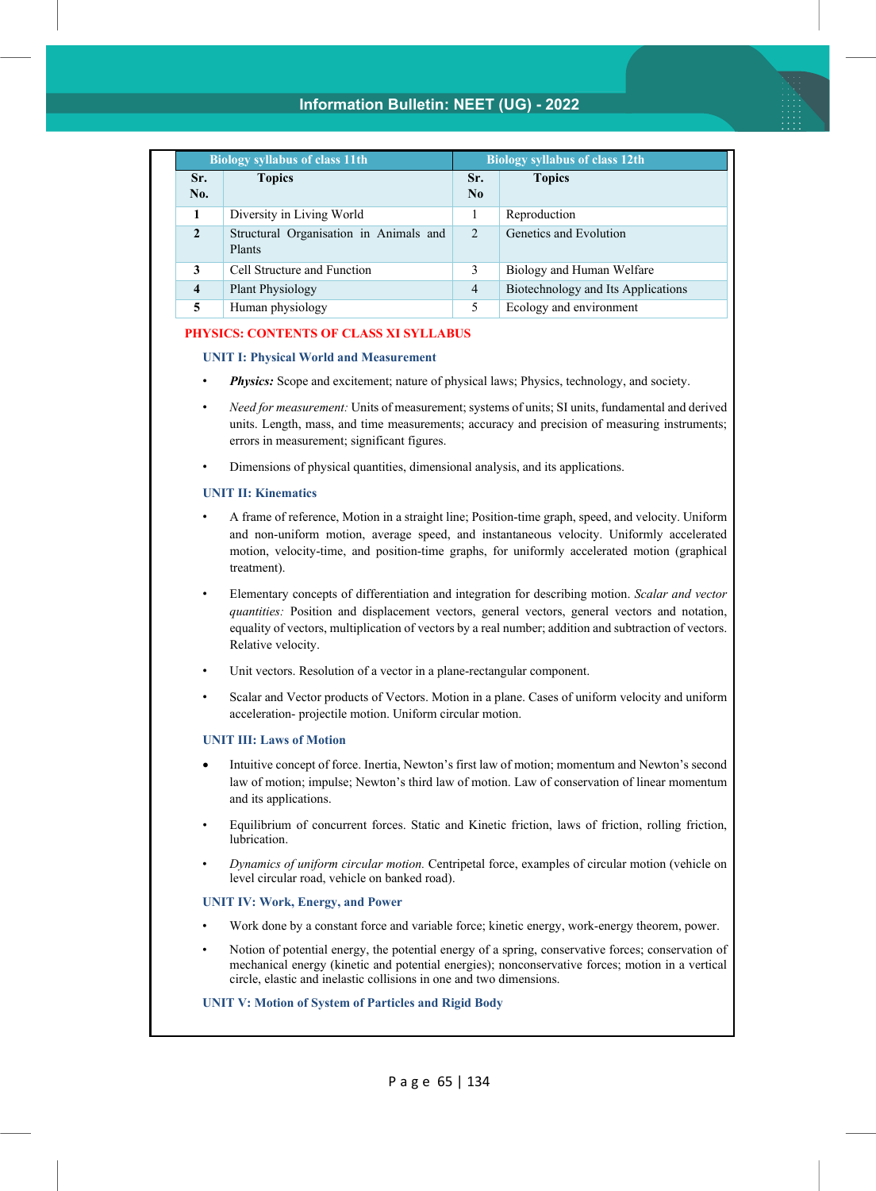| Biology syllabus of class 11th | | Biology syllabus of class 12th | |
|---|---|---|---|
| **Sr. No.** | **Topics** | **Sr. No** | **Topics** |
| **1** | Diversity in Living World | 1 | Reproduction |
| **2** | Structural Organisation in Animals and Plants | 2 | Genetics and Evolution |
| **3** | Cell Structure and Function | 3 | Biology and Human Welfare |
| **4** | Plant Physiology | 4 | Biotechnology and Its Applications |
| **5** | Human physiology | 5 | Ecology and environment |

## PHYSICS: CONTENTS OF CLASS XI SYLLABUS

### UNIT I: Physical World and Measurement

- ***Physics:*** Scope and excitement; nature of physical laws; Physics, technology, and society.
- *Need for measurement:* Units of measurement; systems of units; SI units, fundamental and derived units. Length, mass, and time measurements; accuracy and precision of measuring instruments; errors in measurement; significant figures.
- Dimensions of physical quantities, dimensional analysis, and its applications.

### UNIT II: Kinematics

- A frame of reference, Motion in a straight line; Position-time graph, speed, and velocity. Uniform and non-uniform motion, average speed, and instantaneous velocity. Uniformly accelerated motion, velocity-time, and position-time graphs, for uniformly accelerated motion (graphical treatment).
- Elementary concepts of differentiation and integration for describing motion. *Scalar and vector quantities:* Position and displacement vectors, general vectors, general vectors and notation, equality of vectors, multiplication of vectors by a real number; addition and subtraction of vectors. Relative velocity.
- Unit vectors. Resolution of a vector in a plane-rectangular component.
- Scalar and Vector products of Vectors. Motion in a plane. Cases of uniform velocity and uniform acceleration- projectile motion. Uniform circular motion.

### UNIT III: Laws of Motion

- Intuitive concept of force. Inertia, Newton's first law of motion; momentum and Newton's second law of motion; impulse; Newton's third law of motion. Law of conservation of linear momentum and its applications.
- Equilibrium of concurrent forces. Static and Kinetic friction, laws of friction, rolling friction, lubrication.
- *Dynamics of uniform circular motion.* Centripetal force, examples of circular motion (vehicle on level circular road, vehicle on banked road).

### UNIT IV: Work, Energy, and Power

- Work done by a constant force and variable force; kinetic energy, work-energy theorem, power.
- Notion of potential energy, the potential energy of a spring, conservative forces; conservation of mechanical energy (kinetic and potential energies); nonconservative forces; motion in a vertical circle, elastic and inelastic collisions in one and two dimensions.

### UNIT V: Motion of System of Particles and Rigid Body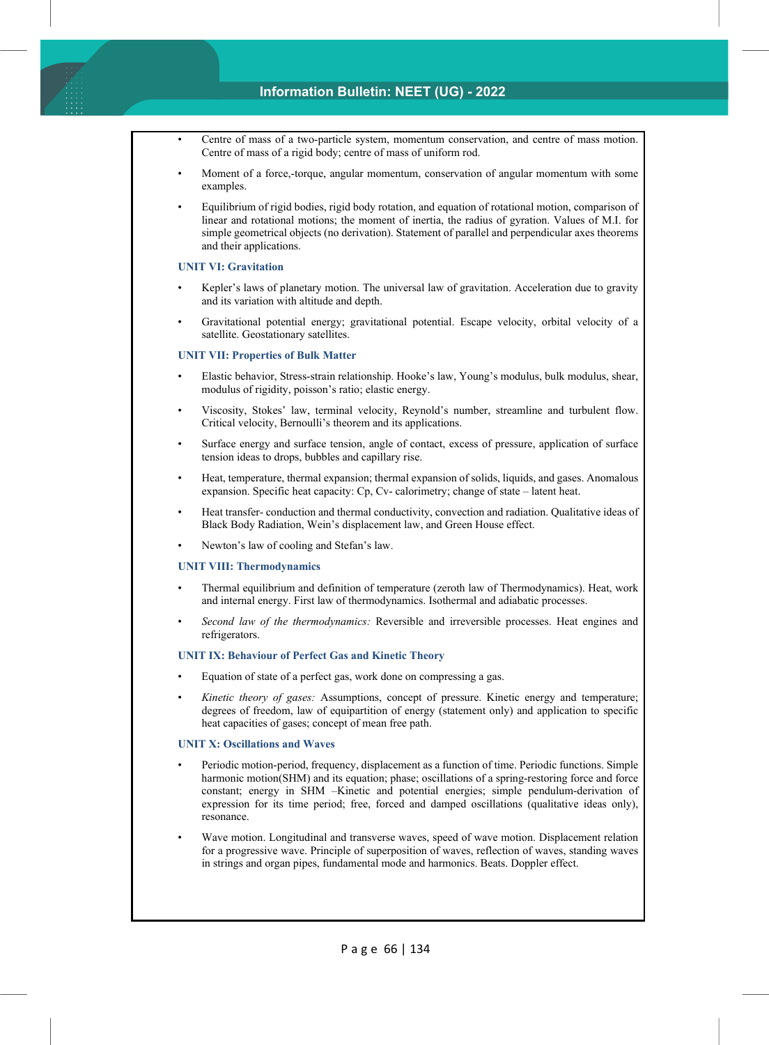- Centre of mass of a two-particle system, momentum conservation, and centre of mass motion. Centre of mass of a rigid body; centre of mass of uniform rod.
- Moment of a force,-torque, angular momentum, conservation of angular momentum with some examples.
- Equilibrium of rigid bodies, rigid body rotation, and equation of rotational motion, comparison of linear and rotational motions; the moment of inertia, the radius of gyration. Values of M.I. for simple geometrical objects (no derivation). Statement of parallel and perpendicular axes theorems and their applications.

### UNIT VI: Gravitation

- Kepler's laws of planetary motion. The universal law of gravitation. Acceleration due to gravity and its variation with altitude and depth.
- Gravitational potential energy; gravitational potential. Escape velocity, orbital velocity of a satellite. Geostationary satellites.

### UNIT VII: Properties of Bulk Matter

- Elastic behavior, Stress-strain relationship. Hooke's law, Young's modulus, bulk modulus, shear, modulus of rigidity, poisson's ratio; elastic energy.
- Viscosity, Stokes' law, terminal velocity, Reynold's number, streamline and turbulent flow. Critical velocity, Bernoulli's theorem and its applications.
- Surface energy and surface tension, angle of contact, excess of pressure, application of surface tension ideas to drops, bubbles and capillary rise.
- Heat, temperature, thermal expansion; thermal expansion of solids, liquids, and gases. Anomalous expansion. Specific heat capacity: Cp, Cv- calorimetry; change of state – latent heat.
- Heat transfer- conduction and thermal conductivity, convection and radiation. Qualitative ideas of Black Body Radiation, Wein's displacement law, and Green House effect.
- Newton's law of cooling and Stefan's law.

### UNIT VIII: Thermodynamics

- Thermal equilibrium and definition of temperature (zeroth law of Thermodynamics). Heat, work and internal energy. First law of thermodynamics. Isothermal and adiabatic processes.
- *Second law of the thermodynamics:* Reversible and irreversible processes. Heat engines and refrigerators.

### UNIT IX: Behaviour of Perfect Gas and Kinetic Theory

- Equation of state of a perfect gas, work done on compressing a gas.
- *Kinetic theory of gases:* Assumptions, concept of pressure. Kinetic energy and temperature; degrees of freedom, law of equipartition of energy (statement only) and application to specific heat capacities of gases; concept of mean free path.

### UNIT X: Oscillations and Waves

- Periodic motion-period, frequency, displacement as a function of time. Periodic functions. Simple harmonic motion(SHM) and its equation; phase; oscillations of a spring-restoring force and force constant; energy in SHM –Kinetic and potential energies; simple pendulum-derivation of expression for its time period; free, forced and damped oscillations (qualitative ideas only), resonance.
- Wave motion. Longitudinal and transverse waves, speed of wave motion. Displacement relation for a progressive wave. Principle of superposition of waves, reflection of waves, standing waves in strings and organ pipes, fundamental mode and harmonics. Beats. Doppler effect.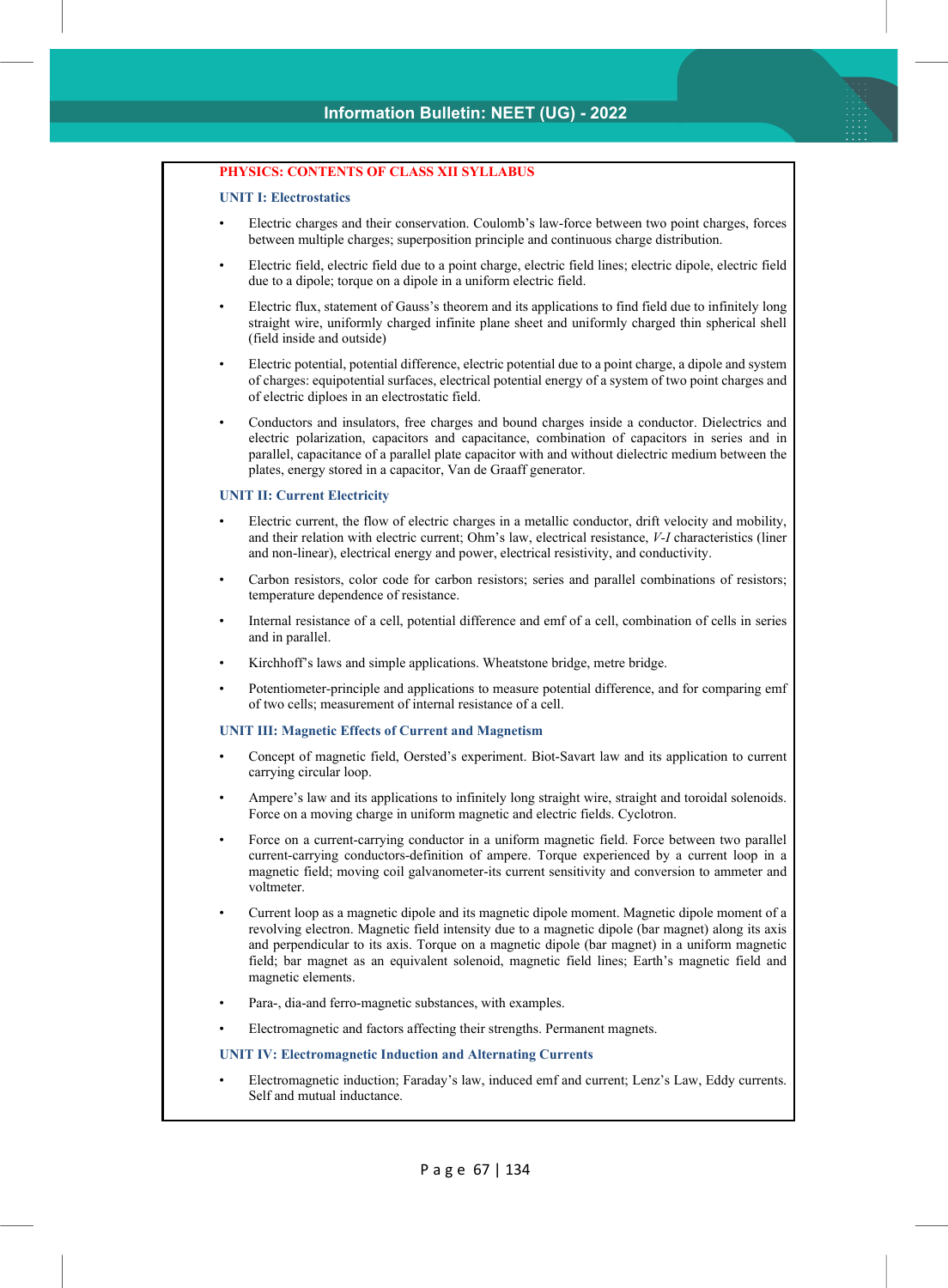## PHYSICS: CONTENTS OF CLASS XII SYLLABUS

### UNIT I: Electrostatics

- Electric charges and their conservation. Coulomb's law-force between two point charges, forces between multiple charges; superposition principle and continuous charge distribution.
- Electric field, electric field due to a point charge, electric field lines; electric dipole, electric field due to a dipole; torque on a dipole in a uniform electric field.
- Electric flux, statement of Gauss's theorem and its applications to find field due to infinitely long straight wire, uniformly charged infinite plane sheet and uniformly charged thin spherical shell (field inside and outside)
- Electric potential, potential difference, electric potential due to a point charge, a dipole and system of charges: equipotential surfaces, electrical potential energy of a system of two point charges and of electric diploes in an electrostatic field.
- Conductors and insulators, free charges and bound charges inside a conductor. Dielectrics and electric polarization, capacitors and capacitance, combination of capacitors in series and in parallel, capacitance of a parallel plate capacitor with and without dielectric medium between the plates, energy stored in a capacitor, Van de Graaff generator.

### UNIT II: Current Electricity

- Electric current, the flow of electric charges in a metallic conductor, drift velocity and mobility, and their relation with electric current; Ohm's law, electrical resistance, *V-I* characteristics (liner and non-linear), electrical energy and power, electrical resistivity, and conductivity.
- Carbon resistors, color code for carbon resistors; series and parallel combinations of resistors; temperature dependence of resistance.
- Internal resistance of a cell, potential difference and emf of a cell, combination of cells in series and in parallel.
- Kirchhoff's laws and simple applications. Wheatstone bridge, metre bridge.
- Potentiometer-principle and applications to measure potential difference, and for comparing emf of two cells; measurement of internal resistance of a cell.

### UNIT III: Magnetic Effects of Current and Magnetism

- Concept of magnetic field, Oersted's experiment. Biot-Savart law and its application to current carrying circular loop.
- Ampere's law and its applications to infinitely long straight wire, straight and toroidal solenoids. Force on a moving charge in uniform magnetic and electric fields. Cyclotron.
- Force on a current-carrying conductor in a uniform magnetic field. Force between two parallel current-carrying conductors-definition of ampere. Torque experienced by a current loop in a magnetic field; moving coil galvanometer-its current sensitivity and conversion to ammeter and voltmeter.
- Current loop as a magnetic dipole and its magnetic dipole moment. Magnetic dipole moment of a revolving electron. Magnetic field intensity due to a magnetic dipole (bar magnet) along its axis and perpendicular to its axis. Torque on a magnetic dipole (bar magnet) in a uniform magnetic field; bar magnet as an equivalent solenoid, magnetic field lines; Earth's magnetic field and magnetic elements.
- Para-, dia-and ferro-magnetic substances, with examples.
- Electromagnetic and factors affecting their strengths. Permanent magnets.

### UNIT IV: Electromagnetic Induction and Alternating Currents

- Electromagnetic induction; Faraday's law, induced emf and current; Lenz's Law, Eddy currents. Self and mutual inductance.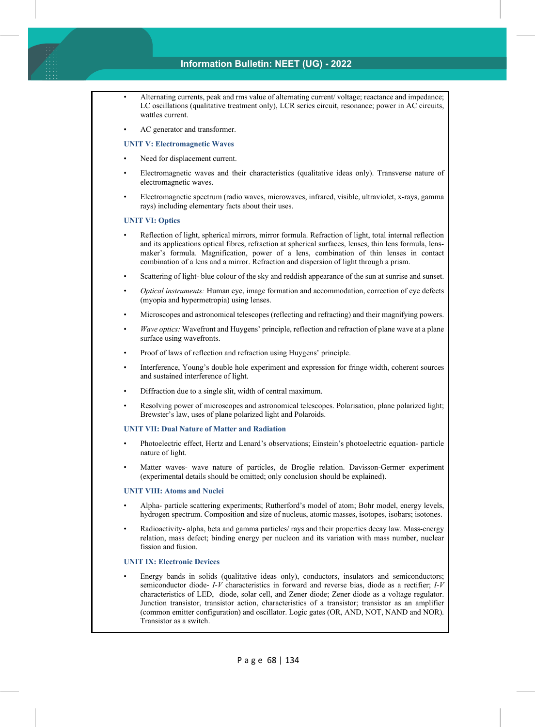- Alternating currents, peak and rms value of alternating current/ voltage; reactance and impedance; LC oscillations (qualitative treatment only), LCR series circuit, resonance; power in AC circuits, wattles current.
- AC generator and transformer.

### UNIT V: Electromagnetic Waves

- Need for displacement current.
- Electromagnetic waves and their characteristics (qualitative ideas only). Transverse nature of electromagnetic waves.
- Electromagnetic spectrum (radio waves, microwaves, infrared, visible, ultraviolet, x-rays, gamma rays) including elementary facts about their uses.

### UNIT VI: Optics

- Reflection of light, spherical mirrors, mirror formula. Refraction of light, total internal reflection and its applications optical fibres, refraction at spherical surfaces, lenses, thin lens formula, lens-maker's formula. Magnification, power of a lens, combination of thin lenses in contact combination of a lens and a mirror. Refraction and dispersion of light through a prism.
- Scattering of light- blue colour of the sky and reddish appearance of the sun at sunrise and sunset.
- *Optical instruments:* Human eye, image formation and accommodation, correction of eye defects (myopia and hypermetropia) using lenses.
- Microscopes and astronomical telescopes (reflecting and refracting) and their magnifying powers.
- *Wave optics:* Wavefront and Huygens' principle, reflection and refraction of plane wave at a plane surface using wavefronts.
- Proof of laws of reflection and refraction using Huygens' principle.
- Interference, Young's double hole experiment and expression for fringe width, coherent sources and sustained interference of light.
- Diffraction due to a single slit, width of central maximum.
- Resolving power of microscopes and astronomical telescopes. Polarisation, plane polarized light; Brewster's law, uses of plane polarized light and Polaroids.

### UNIT VII: Dual Nature of Matter and Radiation

- Photoelectric effect, Hertz and Lenard's observations; Einstein's photoelectric equation- particle nature of light.
- Matter waves- wave nature of particles, de Broglie relation. Davisson-Germer experiment (experimental details should be omitted; only conclusion should be explained).

### UNIT VIII: Atoms and Nuclei

- Alpha- particle scattering experiments; Rutherford's model of atom; Bohr model, energy levels, hydrogen spectrum. Composition and size of nucleus, atomic masses, isotopes, isobars; isotones.
- Radioactivity- alpha, beta and gamma particles/ rays and their properties decay law. Mass-energy relation, mass defect; binding energy per nucleon and its variation with mass number, nuclear fission and fusion.

### UNIT IX: Electronic Devices

- Energy bands in solids (qualitative ideas only), conductors, insulators and semiconductors; semiconductor diode- *I-V* characteristics in forward and reverse bias, diode as a rectifier; *I-V* characteristics of LED, diode, solar cell, and Zener diode; Zener diode as a voltage regulator. Junction transistor, transistor action, characteristics of a transistor; transistor as an amplifier (common emitter configuration) and oscillator. Logic gates (OR, AND, NOT, NAND and NOR). Transistor as a switch.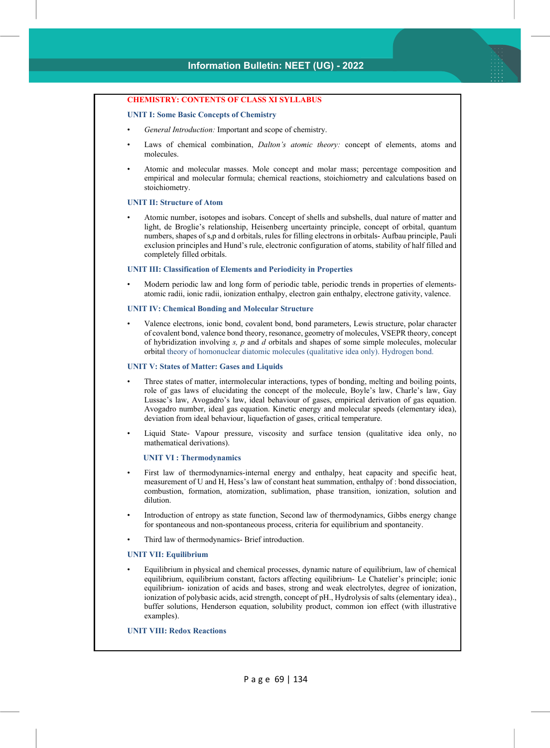## CHEMISTRY: CONTENTS OF CLASS XI SYLLABUS

### UNIT I: Some Basic Concepts of Chemistry

- *General Introduction:* Important and scope of chemistry.
- Laws of chemical combination, *Dalton's atomic theory:* concept of elements, atoms and molecules.
- Atomic and molecular masses. Mole concept and molar mass; percentage composition and empirical and molecular formula; chemical reactions, stoichiometry and calculations based on stoichiometry.

### UNIT II: Structure of Atom

- Atomic number, isotopes and isobars. Concept of shells and subshells, dual nature of matter and light, de Broglie's relationship, Heisenberg uncertainty principle, concept of orbital, quantum numbers, shapes of s,p and d orbitals, rules for filling electrons in orbitals- Aufbau principle, Pauli exclusion principles and Hund's rule, electronic configuration of atoms, stability of half filled and completely filled orbitals.

### UNIT III: Classification of Elements and Periodicity in Properties

- Modern periodic law and long form of periodic table, periodic trends in properties of elements- atomic radii, ionic radii, ionization enthalpy, electron gain enthalpy, electrone gativity, valence.

### UNIT IV: Chemical Bonding and Molecular Structure

- Valence electrons, ionic bond, covalent bond, bond parameters, Lewis structure, polar character of covalent bond, valence bond theory, resonance, geometry of molecules, VSEPR theory, concept of hybridization involving *s, p* and *d* orbitals and shapes of some simple molecules, molecular orbital theory of homonuclear diatomic molecules (qualitative idea only). Hydrogen bond.

### UNIT V: States of Matter: Gases and Liquids

- Three states of matter, intermolecular interactions, types of bonding, melting and boiling points, role of gas laws of elucidating the concept of the molecule, Boyle's law, Charle's law, Gay Lussac's law, Avogadro's law, ideal behaviour of gases, empirical derivation of gas equation. Avogadro number, ideal gas equation. Kinetic energy and molecular speeds (elementary idea), deviation from ideal behaviour, liquefaction of gases, critical temperature.
- Liquid State- Vapour pressure, viscosity and surface tension (qualitative idea only, no mathematical derivations).

### UNIT VI : Thermodynamics

- First law of thermodynamics-internal energy and enthalpy, heat capacity and specific heat, measurement of U and H, Hess's law of constant heat summation, enthalpy of : bond dissociation, combustion, formation, atomization, sublimation, phase transition, ionization, solution and dilution.
- Introduction of entropy as state function, Second law of thermodynamics, Gibbs energy change for spontaneous and non-spontaneous process, criteria for equilibrium and spontaneity.
- Third law of thermodynamics- Brief introduction.

### UNIT VII: Equilibrium

- Equilibrium in physical and chemical processes, dynamic nature of equilibrium, law of chemical equilibrium, equilibrium constant, factors affecting equilibrium- Le Chatelier's principle; ionic equilibrium- ionization of acids and bases, strong and weak electrolytes, degree of ionization, ionization of polybasic acids, acid strength, concept of pH., Hydrolysis of salts (elementary idea)., buffer solutions, Henderson equation, solubility product, common ion effect (with illustrative examples).

### UNIT VIII: Redox Reactions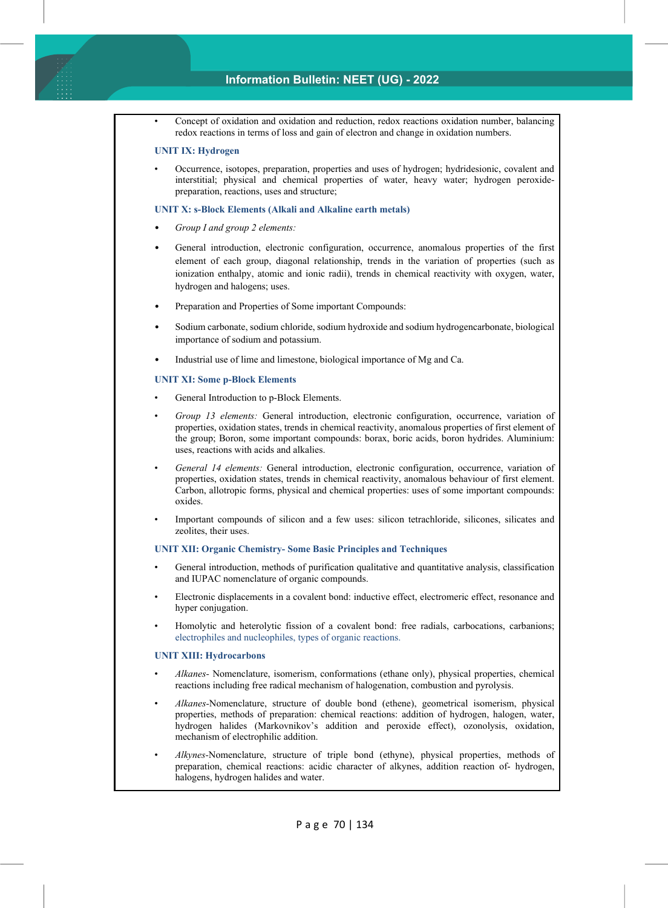- Concept of oxidation and oxidation and reduction, redox reactions oxidation number, balancing redox reactions in terms of loss and gain of electron and change in oxidation numbers.

**UNIT IX: Hydrogen**

- Occurrence, isotopes, preparation, properties and uses of hydrogen; hydridesionic, covalent and interstitial; physical and chemical properties of water, heavy water; hydrogen peroxide-preparation, reactions, uses and structure;

**UNIT X: s-Block Elements (Alkali and Alkaline earth metals)**

- *Group I and group 2 elements:*
- General introduction, electronic configuration, occurrence, anomalous properties of the first element of each group, diagonal relationship, trends in the variation of properties (such as ionization enthalpy, atomic and ionic radii), trends in chemical reactivity with oxygen, water, hydrogen and halogens; uses.
- Preparation and Properties of Some important Compounds:
- Sodium carbonate, sodium chloride, sodium hydroxide and sodium hydrogencarbonate, biological importance of sodium and potassium.
- Industrial use of lime and limestone, biological importance of Mg and Ca.

**UNIT XI: Some p-Block Elements**

- General Introduction to p-Block Elements.
- *Group 13 elements:* General introduction, electronic configuration, occurrence, variation of properties, oxidation states, trends in chemical reactivity, anomalous properties of first element of the group; Boron, some important compounds: borax, boric acids, boron hydrides. Aluminium: uses, reactions with acids and alkalies.
- *General 14 elements:* General introduction, electronic configuration, occurrence, variation of properties, oxidation states, trends in chemical reactivity, anomalous behaviour of first element. Carbon, allotropic forms, physical and chemical properties: uses of some important compounds: oxides.
- Important compounds of silicon and a few uses: silicon tetrachloride, silicones, silicates and zeolites, their uses.

**UNIT XII: Organic Chemistry- Some Basic Principles and Techniques**

- General introduction, methods of purification qualitative and quantitative analysis, classification and IUPAC nomenclature of organic compounds.
- Electronic displacements in a covalent bond: inductive effect, electromeric effect, resonance and hyper conjugation.
- Homolytic and heterolytic fission of a covalent bond: free radials, carbocations, carbanions; electrophiles and nucleophiles, types of organic reactions.

**UNIT XIII: Hydrocarbons**

- *Alkanes-* Nomenclature, isomerism, conformations (ethane only), physical properties, chemical reactions including free radical mechanism of halogenation, combustion and pyrolysis.
- *Alkanes*-Nomenclature, structure of double bond (ethene), geometrical isomerism, physical properties, methods of preparation: chemical reactions: addition of hydrogen, halogen, water, hydrogen halides (Markovnikov's addition and peroxide effect), ozonolysis, oxidation, mechanism of electrophilic addition.
- *Alkynes*-Nomenclature, structure of triple bond (ethyne), physical properties, methods of preparation, chemical reactions: acidic character of alkynes, addition reaction of- hydrogen, halogens, hydrogen halides and water.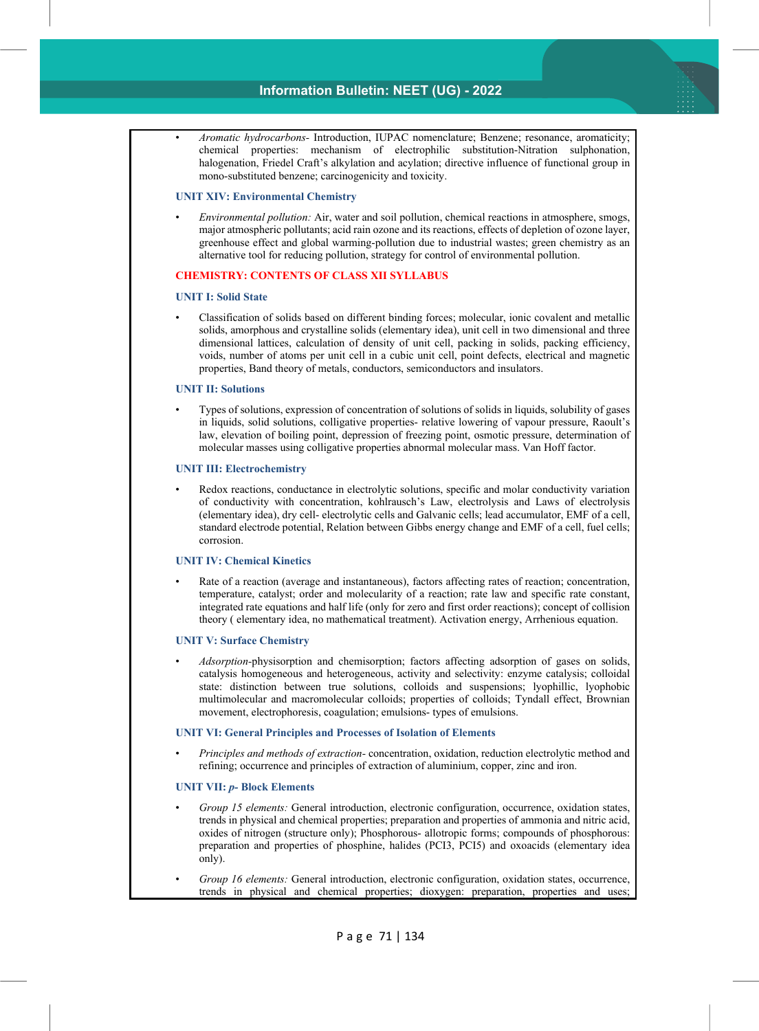- *Aromatic hydrocarbons*- Introduction, IUPAC nomenclature; Benzene; resonance, aromaticity; chemical properties: mechanism of electrophilic substitution-Nitration sulphonation, halogenation, Friedel Craft's alkylation and acylation; directive influence of functional group in mono-substituted benzene; carcinogenicity and toxicity.

### UNIT XIV: Environmental Chemistry

- *Environmental pollution:* Air, water and soil pollution, chemical reactions in atmosphere, smogs, major atmospheric pollutants; acid rain ozone and its reactions, effects of depletion of ozone layer, greenhouse effect and global warming-pollution due to industrial wastes; green chemistry as an alternative tool for reducing pollution, strategy for control of environmental pollution.

## CHEMISTRY: CONTENTS OF CLASS XII SYLLABUS

### UNIT I: Solid State

- Classification of solids based on different binding forces; molecular, ionic covalent and metallic solids, amorphous and crystalline solids (elementary idea), unit cell in two dimensional and three dimensional lattices, calculation of density of unit cell, packing in solids, packing efficiency, voids, number of atoms per unit cell in a cubic unit cell, point defects, electrical and magnetic properties, Band theory of metals, conductors, semiconductors and insulators.

### UNIT II: Solutions

- Types of solutions, expression of concentration of solutions of solids in liquids, solubility of gases in liquids, solid solutions, colligative properties- relative lowering of vapour pressure, Raoult's law, elevation of boiling point, depression of freezing point, osmotic pressure, determination of molecular masses using colligative properties abnormal molecular mass. Van Hoff factor.

### UNIT III: Electrochemistry

- Redox reactions, conductance in electrolytic solutions, specific and molar conductivity variation of conductivity with concentration, kohlrausch's Law, electrolysis and Laws of electrolysis (elementary idea), dry cell- electrolytic cells and Galvanic cells; lead accumulator, EMF of a cell, standard electrode potential, Relation between Gibbs energy change and EMF of a cell, fuel cells; corrosion.

### UNIT IV: Chemical Kinetics

- Rate of a reaction (average and instantaneous), factors affecting rates of reaction; concentration, temperature, catalyst; order and molecularity of a reaction; rate law and specific rate constant, integrated rate equations and half life (only for zero and first order reactions); concept of collision theory ( elementary idea, no mathematical treatment). Activation energy, Arrhenious equation.

### UNIT V: Surface Chemistry

- *Adsorption*-physisorption and chemisorption; factors affecting adsorption of gases on solids, catalysis homogeneous and heterogeneous, activity and selectivity: enzyme catalysis; colloidal state: distinction between true solutions, colloids and suspensions; lyophillic, lyophobic multimolecular and macromolecular colloids; properties of colloids; Tyndall effect, Brownian movement, electrophoresis, coagulation; emulsions- types of emulsions.

### UNIT VI: General Principles and Processes of Isolation of Elements

- *Principles and methods of extraction*- concentration, oxidation, reduction electrolytic method and refining; occurrence and principles of extraction of aluminium, copper, zinc and iron.

### UNIT VII: *p*- Block Elements

- *Group 15 elements:* General introduction, electronic configuration, occurrence, oxidation states, trends in physical and chemical properties; preparation and properties of ammonia and nitric acid, oxides of nitrogen (structure only); Phosphorous- allotropic forms; compounds of phosphorous: preparation and properties of phosphine, halides (PCI3, PCI5) and oxoacids (elementary idea only).

- *Group 16 elements:* General introduction, electronic configuration, oxidation states, occurrence, trends in physical and chemical properties; dioxygen: preparation, properties and uses;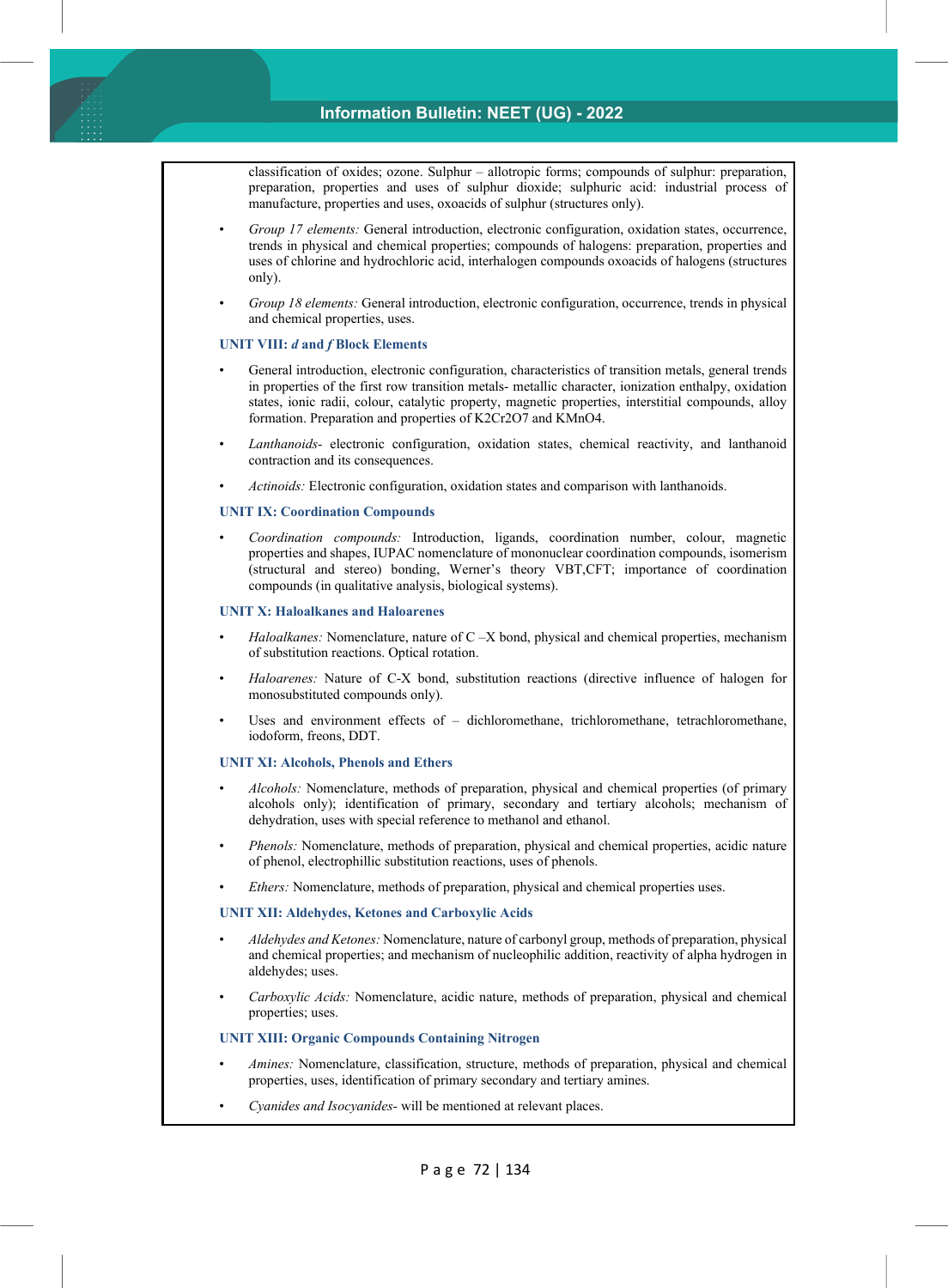classification of oxides; ozone. Sulphur – allotropic forms; compounds of sulphur: preparation, preparation, properties and uses of sulphur dioxide; sulphuric acid: industrial process of manufacture, properties and uses, oxoacids of sulphur (structures only).

- *Group 17 elements:* General introduction, electronic configuration, oxidation states, occurrence, trends in physical and chemical properties; compounds of halogens: preparation, properties and uses of chlorine and hydrochloric acid, interhalogen compounds oxoacids of halogens (structures only).

- *Group 18 elements:* General introduction, electronic configuration, occurrence, trends in physical and chemical properties, uses.

### UNIT VIII: *d* and *f* Block Elements

- General introduction, electronic configuration, characteristics of transition metals, general trends in properties of the first row transition metals- metallic character, ionization enthalpy, oxidation states, ionic radii, colour, catalytic property, magnetic properties, interstitial compounds, alloy formation. Preparation and properties of K2Cr2O7 and KMnO4.

- *Lanthanoids-* electronic configuration, oxidation states, chemical reactivity, and lanthanoid contraction and its consequences.

- *Actinoids:* Electronic configuration, oxidation states and comparison with lanthanoids.

### UNIT IX: Coordination Compounds

- *Coordination compounds:* Introduction, ligands, coordination number, colour, magnetic properties and shapes, IUPAC nomenclature of mononuclear coordination compounds, isomerism (structural and stereo) bonding, Werner's theory VBT,CFT; importance of coordination compounds (in qualitative analysis, biological systems).

### UNIT X: Haloalkanes and Haloarenes

- *Haloalkanes:* Nomenclature, nature of C –X bond, physical and chemical properties, mechanism of substitution reactions. Optical rotation.

- *Haloarenes:* Nature of C-X bond, substitution reactions (directive influence of halogen for monosubstituted compounds only).

- Uses and environment effects of – dichloromethane, trichloromethane, tetrachloromethane, iodoform, freons, DDT.

### UNIT XI: Alcohols, Phenols and Ethers

- *Alcohols:* Nomenclature, methods of preparation, physical and chemical properties (of primary alcohols only); identification of primary, secondary and tertiary alcohols; mechanism of dehydration, uses with special reference to methanol and ethanol.

- *Phenols:* Nomenclature, methods of preparation, physical and chemical properties, acidic nature of phenol, electrophillic substitution reactions, uses of phenols.

- *Ethers:* Nomenclature, methods of preparation, physical and chemical properties uses.

### UNIT XII: Aldehydes, Ketones and Carboxylic Acids

- *Aldehydes and Ketones:* Nomenclature, nature of carbonyl group, methods of preparation, physical and chemical properties; and mechanism of nucleophilic addition, reactivity of alpha hydrogen in aldehydes; uses.

- *Carboxylic Acids:* Nomenclature, acidic nature, methods of preparation, physical and chemical properties; uses.

### UNIT XIII: Organic Compounds Containing Nitrogen

- *Amines:* Nomenclature, classification, structure, methods of preparation, physical and chemical properties, uses, identification of primary secondary and tertiary amines.

- *Cyanides and Isocyanides-* will be mentioned at relevant places.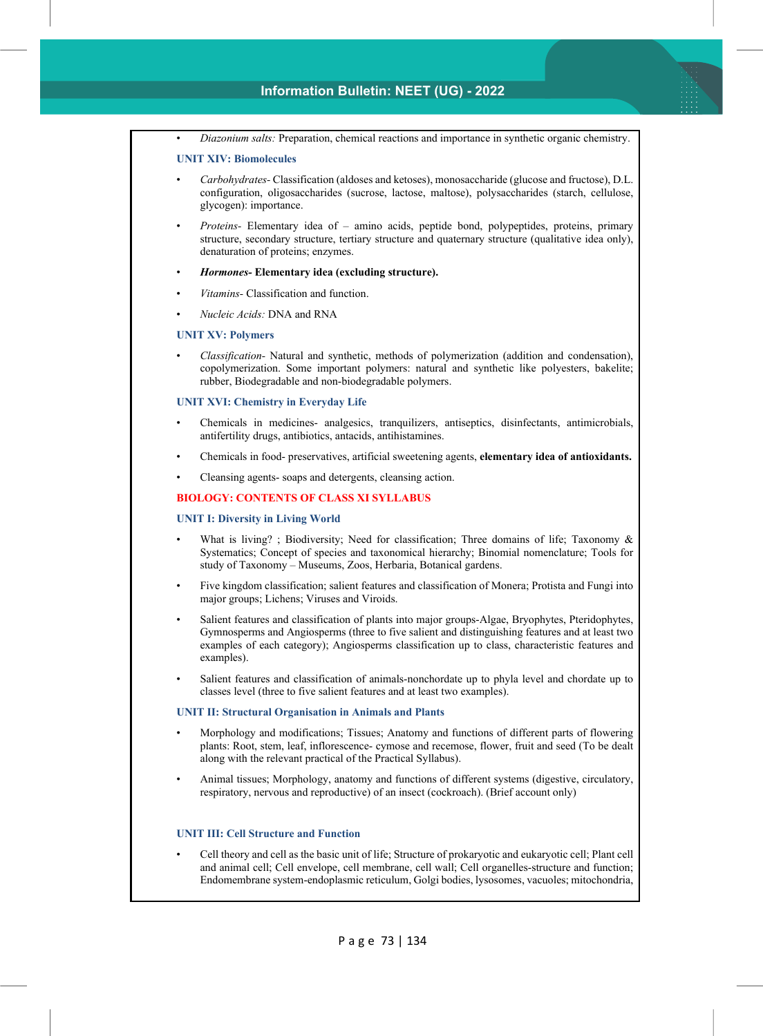- *Diazonium salts:* Preparation, chemical reactions and importance in synthetic organic chemistry.

### UNIT XIV: Biomolecules

- *Carbohydrates*- Classification (aldoses and ketoses), monosaccharide (glucose and fructose), D.L. configuration, oligosaccharides (sucrose, lactose, maltose), polysaccharides (starch, cellulose, glycogen): importance.
- *Proteins*- Elementary idea of – amino acids, peptide bond, polypeptides, proteins, primary structure, secondary structure, tertiary structure and quaternary structure (qualitative idea only), denaturation of proteins; enzymes.
- ***Hormones*- Elementary idea (excluding structure).**
- *Vitamins*- Classification and function.
- *Nucleic Acids:* DNA and RNA

### UNIT XV: Polymers

- *Classification*- Natural and synthetic, methods of polymerization (addition and condensation), copolymerization. Some important polymers: natural and synthetic like polyesters, bakelite; rubber, Biodegradable and non-biodegradable polymers.

### UNIT XVI: Chemistry in Everyday Life

- Chemicals in medicines- analgesics, tranquilizers, antiseptics, disinfectants, antimicrobials, antifertility drugs, antibiotics, antacids, antihistamines.
- Chemicals in food- preservatives, artificial sweetening agents, **elementary idea of antioxidants.**
- Cleansing agents- soaps and detergents, cleansing action.

## BIOLOGY: CONTENTS OF CLASS XI SYLLABUS

### UNIT I: Diversity in Living World

- What is living? ; Biodiversity; Need for classification; Three domains of life; Taxonomy & Systematics; Concept of species and taxonomical hierarchy; Binomial nomenclature; Tools for study of Taxonomy – Museums, Zoos, Herbaria, Botanical gardens.
- Five kingdom classification; salient features and classification of Monera; Protista and Fungi into major groups; Lichens; Viruses and Viroids.
- Salient features and classification of plants into major groups-Algae, Bryophytes, Pteridophytes, Gymnosperms and Angiosperms (three to five salient and distinguishing features and at least two examples of each category); Angiosperms classification up to class, characteristic features and examples).
- Salient features and classification of animals-nonchordate up to phyla level and chordate up to classes level (three to five salient features and at least two examples).

### UNIT II: Structural Organisation in Animals and Plants

- Morphology and modifications; Tissues; Anatomy and functions of different parts of flowering plants: Root, stem, leaf, inflorescence- cymose and recemose, flower, fruit and seed (To be dealt along with the relevant practical of the Practical Syllabus).
- Animal tissues; Morphology, anatomy and functions of different systems (digestive, circulatory, respiratory, nervous and reproductive) of an insect (cockroach). (Brief account only)

### UNIT III: Cell Structure and Function

- Cell theory and cell as the basic unit of life; Structure of prokaryotic and eukaryotic cell; Plant cell and animal cell; Cell envelope, cell membrane, cell wall; Cell organelles-structure and function; Endomembrane system-endoplasmic reticulum, Golgi bodies, lysosomes, vacuoles; mitochondria,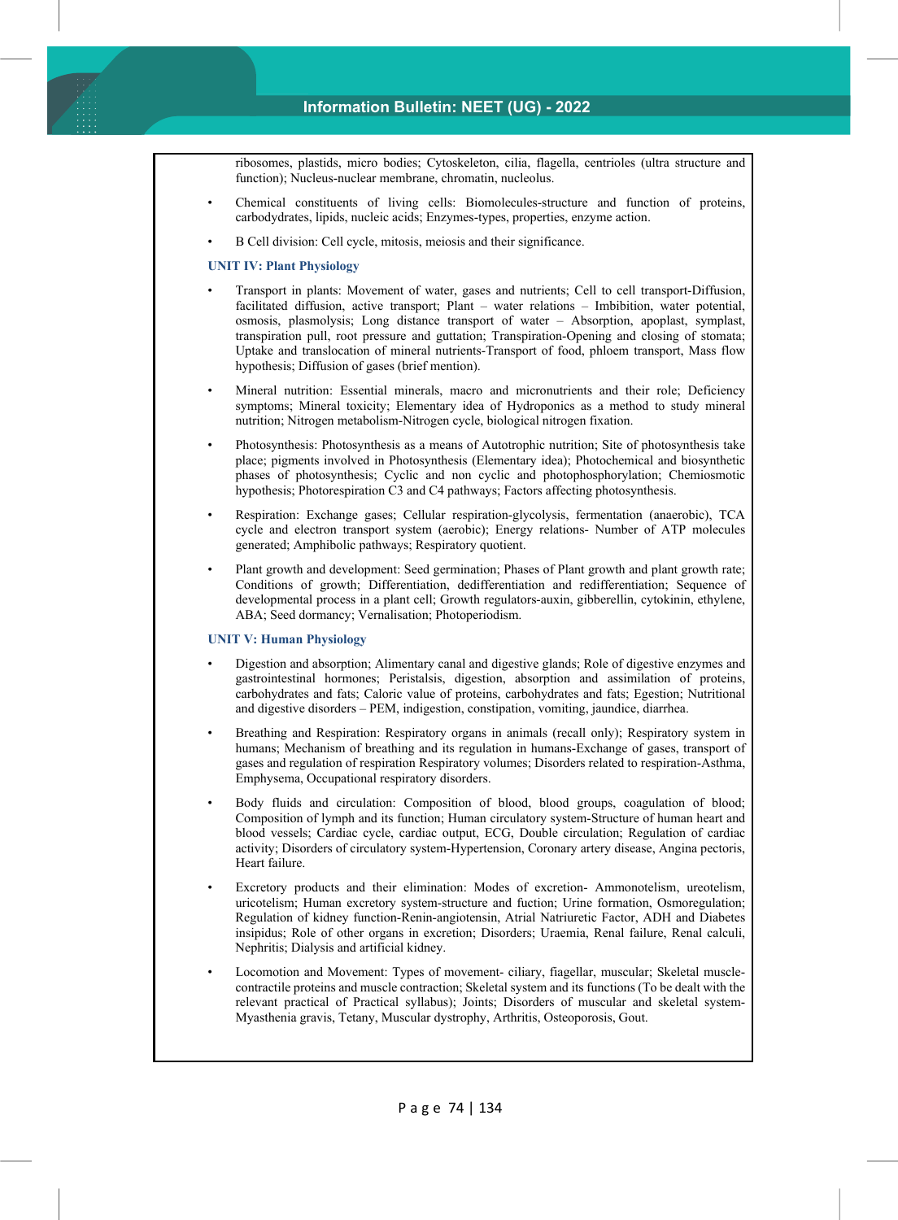ribosomes, plastids, micro bodies; Cytoskeleton, cilia, flagella, centrioles (ultra structure and function); Nucleus-nuclear membrane, chromatin, nucleolus.

- Chemical constituents of living cells: Biomolecules-structure and function of proteins, carbodydrates, lipids, nucleic acids; Enzymes-types, properties, enzyme action.
- B Cell division: Cell cycle, mitosis, meiosis and their significance.

**UNIT IV: Plant Physiology**

- Transport in plants: Movement of water, gases and nutrients; Cell to cell transport-Diffusion, facilitated diffusion, active transport; Plant – water relations – Imbibition, water potential, osmosis, plasmolysis; Long distance transport of water – Absorption, apoplast, symplast, transpiration pull, root pressure and guttation; Transpiration-Opening and closing of stomata; Uptake and translocation of mineral nutrients-Transport of food, phloem transport, Mass flow hypothesis; Diffusion of gases (brief mention).
- Mineral nutrition: Essential minerals, macro and micronutrients and their role; Deficiency symptoms; Mineral toxicity; Elementary idea of Hydroponics as a method to study mineral nutrition; Nitrogen metabolism-Nitrogen cycle, biological nitrogen fixation.
- Photosynthesis: Photosynthesis as a means of Autotrophic nutrition; Site of photosynthesis take place; pigments involved in Photosynthesis (Elementary idea); Photochemical and biosynthetic phases of photosynthesis; Cyclic and non cyclic and photophosphorylation; Chemiosmotic hypothesis; Photorespiration C3 and C4 pathways; Factors affecting photosynthesis.
- Respiration: Exchange gases; Cellular respiration-glycolysis, fermentation (anaerobic), TCA cycle and electron transport system (aerobic); Energy relations- Number of ATP molecules generated; Amphibolic pathways; Respiratory quotient.
- Plant growth and development: Seed germination; Phases of Plant growth and plant growth rate; Conditions of growth; Differentiation, dedifferentiation and redifferentiation; Sequence of developmental process in a plant cell; Growth regulators-auxin, gibberellin, cytokinin, ethylene, ABA; Seed dormancy; Vernalisation; Photoperiodism.

**UNIT V: Human Physiology**

- Digestion and absorption; Alimentary canal and digestive glands; Role of digestive enzymes and gastrointestinal hormones; Peristalsis, digestion, absorption and assimilation of proteins, carbohydrates and fats; Caloric value of proteins, carbohydrates and fats; Egestion; Nutritional and digestive disorders – PEM, indigestion, constipation, vomiting, jaundice, diarrhea.
- Breathing and Respiration: Respiratory organs in animals (recall only); Respiratory system in humans; Mechanism of breathing and its regulation in humans-Exchange of gases, transport of gases and regulation of respiration Respiratory volumes; Disorders related to respiration-Asthma, Emphysema, Occupational respiratory disorders.
- Body fluids and circulation: Composition of blood, blood groups, coagulation of blood; Composition of lymph and its function; Human circulatory system-Structure of human heart and blood vessels; Cardiac cycle, cardiac output, ECG, Double circulation; Regulation of cardiac activity; Disorders of circulatory system-Hypertension, Coronary artery disease, Angina pectoris, Heart failure.
- Excretory products and their elimination: Modes of excretion- Ammonotelism, ureotelism, uricotelism; Human excretory system-structure and fuction; Urine formation, Osmoregulation; Regulation of kidney function-Renin-angiotensin, Atrial Natriuretic Factor, ADH and Diabetes insipidus; Role of other organs in excretion; Disorders; Uraemia, Renal failure, Renal calculi, Nephritis; Dialysis and artificial kidney.
- Locomotion and Movement: Types of movement- ciliary, fiagellar, muscular; Skeletal muscle-contractile proteins and muscle contraction; Skeletal system and its functions (To be dealt with the relevant practical of Practical syllabus); Joints; Disorders of muscular and skeletal system-Myasthenia gravis, Tetany, Muscular dystrophy, Arthritis, Osteoporosis, Gout.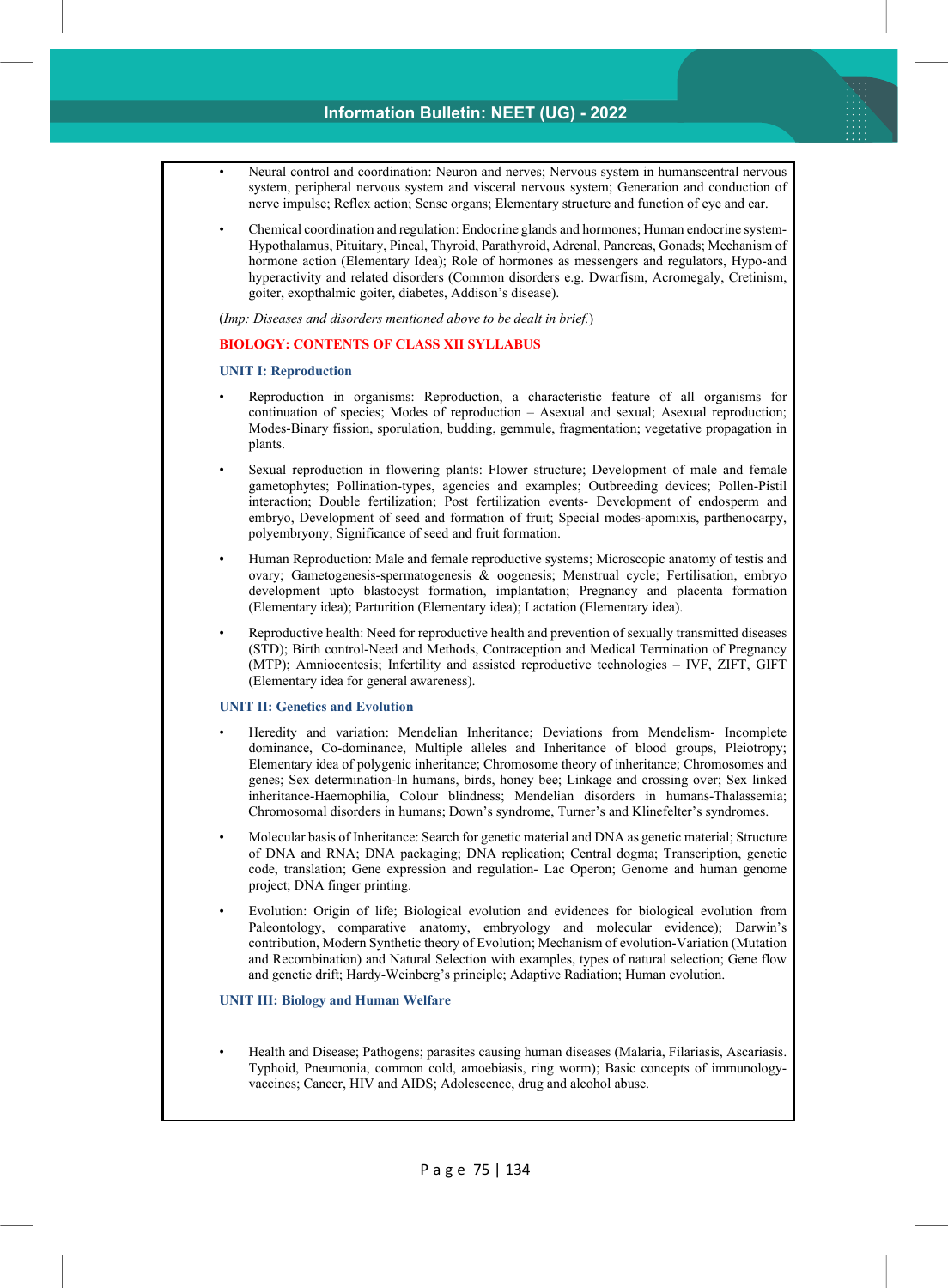- Neural control and coordination: Neuron and nerves; Nervous system in humanscentral nervous system, peripheral nervous system and visceral nervous system; Generation and conduction of nerve impulse; Reflex action; Sense organs; Elementary structure and function of eye and ear.

- Chemical coordination and regulation: Endocrine glands and hormones; Human endocrine system-Hypothalamus, Pituitary, Pineal, Thyroid, Parathyroid, Adrenal, Pancreas, Gonads; Mechanism of hormone action (Elementary Idea); Role of hormones as messengers and regulators, Hypo-and hyperactivity and related disorders (Common disorders e.g. Dwarfism, Acromegaly, Cretinism, goiter, exopthalmic goiter, diabetes, Addison's disease).

(*Imp: Diseases and disorders mentioned above to be dealt in brief.*)

## BIOLOGY: CONTENTS OF CLASS XII SYLLABUS

### UNIT I: Reproduction

- Reproduction in organisms: Reproduction, a characteristic feature of all organisms for continuation of species; Modes of reproduction – Asexual and sexual; Asexual reproduction; Modes-Binary fission, sporulation, budding, gemmule, fragmentation; vegetative propagation in plants.

- Sexual reproduction in flowering plants: Flower structure; Development of male and female gametophytes; Pollination-types, agencies and examples; Outbreeding devices; Pollen-Pistil interaction; Double fertilization; Post fertilization events- Development of endosperm and embryo, Development of seed and formation of fruit; Special modes-apomixis, parthenocarpy, polyembryony; Significance of seed and fruit formation.

- Human Reproduction: Male and female reproductive systems; Microscopic anatomy of testis and ovary; Gametogenesis-spermatogenesis & oogenesis; Menstrual cycle; Fertilisation, embryo development upto blastocyst formation, implantation; Pregnancy and placenta formation (Elementary idea); Parturition (Elementary idea); Lactation (Elementary idea).

- Reproductive health: Need for reproductive health and prevention of sexually transmitted diseases (STD); Birth control-Need and Methods, Contraception and Medical Termination of Pregnancy (MTP); Amniocentesis; Infertility and assisted reproductive technologies – IVF, ZIFT, GIFT (Elementary idea for general awareness).

### UNIT II: Genetics and Evolution

- Heredity and variation: Mendelian Inheritance; Deviations from Mendelism- Incomplete dominance, Co-dominance, Multiple alleles and Inheritance of blood groups, Pleiotropy; Elementary idea of polygenic inheritance; Chromosome theory of inheritance; Chromosomes and genes; Sex determination-In humans, birds, honey bee; Linkage and crossing over; Sex linked inheritance-Haemophilia, Colour blindness; Mendelian disorders in humans-Thalassemia; Chromosomal disorders in humans; Down's syndrome, Turner's and Klinefelter's syndromes.

- Molecular basis of Inheritance: Search for genetic material and DNA as genetic material; Structure of DNA and RNA; DNA packaging; DNA replication; Central dogma; Transcription, genetic code, translation; Gene expression and regulation- Lac Operon; Genome and human genome project; DNA finger printing.

- Evolution: Origin of life; Biological evolution and evidences for biological evolution from Paleontology, comparative anatomy, embryology and molecular evidence); Darwin's contribution, Modern Synthetic theory of Evolution; Mechanism of evolution-Variation (Mutation and Recombination) and Natural Selection with examples, types of natural selection; Gene flow and genetic drift; Hardy-Weinberg's principle; Adaptive Radiation; Human evolution.

### UNIT III: Biology and Human Welfare

- Health and Disease; Pathogens; parasites causing human diseases (Malaria, Filariasis, Ascariasis. Typhoid, Pneumonia, common cold, amoebiasis, ring worm); Basic concepts of immunology-vaccines; Cancer, HIV and AIDS; Adolescence, drug and alcohol abuse.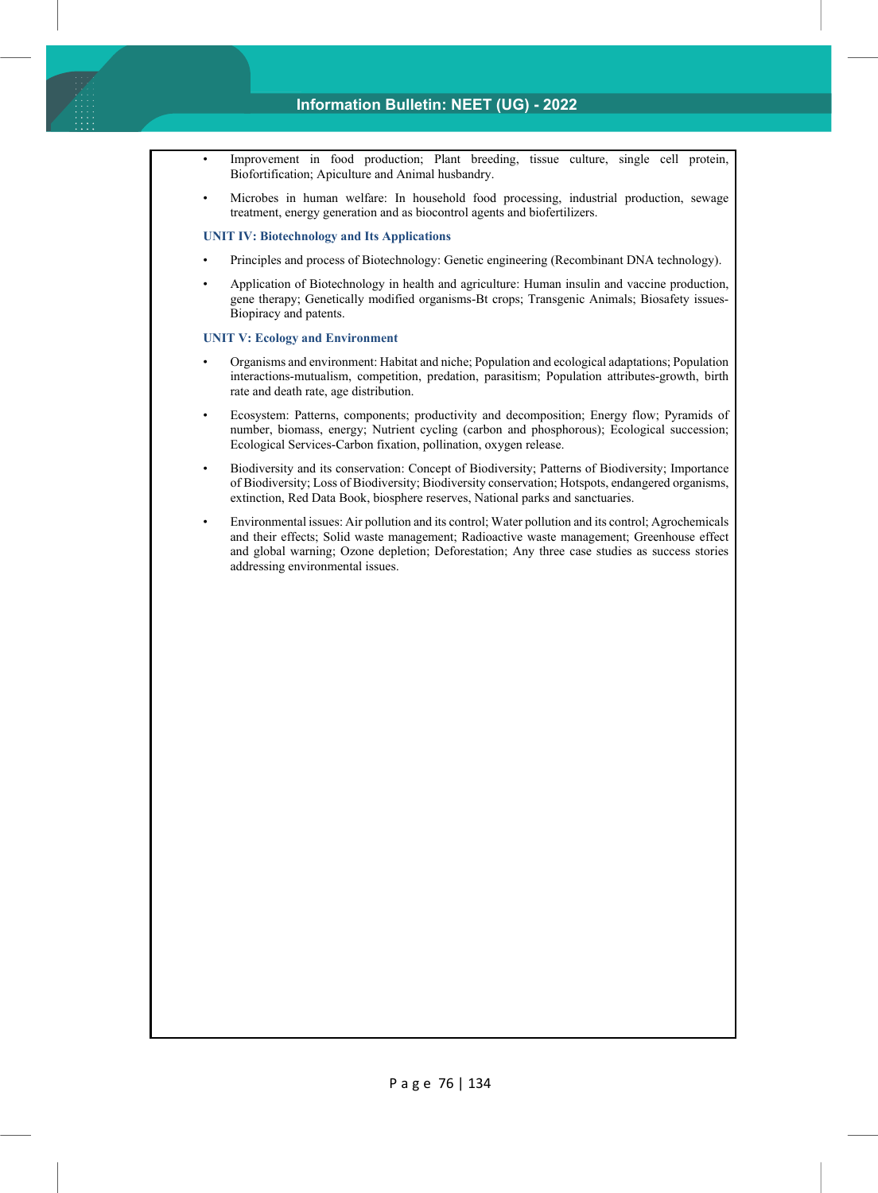- Improvement in food production; Plant breeding, tissue culture, single cell protein, Biofortification; Apiculture and Animal husbandry.
- Microbes in human welfare: In household food processing, industrial production, sewage treatment, energy generation and as biocontrol agents and biofertilizers.

### UNIT IV: Biotechnology and Its Applications

- Principles and process of Biotechnology: Genetic engineering (Recombinant DNA technology).
- Application of Biotechnology in health and agriculture: Human insulin and vaccine production, gene therapy; Genetically modified organisms-Bt crops; Transgenic Animals; Biosafety issues-Biopiracy and patents.

### UNIT V: Ecology and Environment

- Organisms and environment: Habitat and niche; Population and ecological adaptations; Population interactions-mutualism, competition, predation, parasitism; Population attributes-growth, birth rate and death rate, age distribution.
- Ecosystem: Patterns, components; productivity and decomposition; Energy flow; Pyramids of number, biomass, energy; Nutrient cycling (carbon and phosphorous); Ecological succession; Ecological Services-Carbon fixation, pollination, oxygen release.
- Biodiversity and its conservation: Concept of Biodiversity; Patterns of Biodiversity; Importance of Biodiversity; Loss of Biodiversity; Biodiversity conservation; Hotspots, endangered organisms, extinction, Red Data Book, biosphere reserves, National parks and sanctuaries.
- Environmental issues: Air pollution and its control; Water pollution and its control; Agrochemicals and their effects; Solid waste management; Radioactive waste management; Greenhouse effect and global warning; Ozone depletion; Deforestation; Any three case studies as success stories addressing environmental issues.